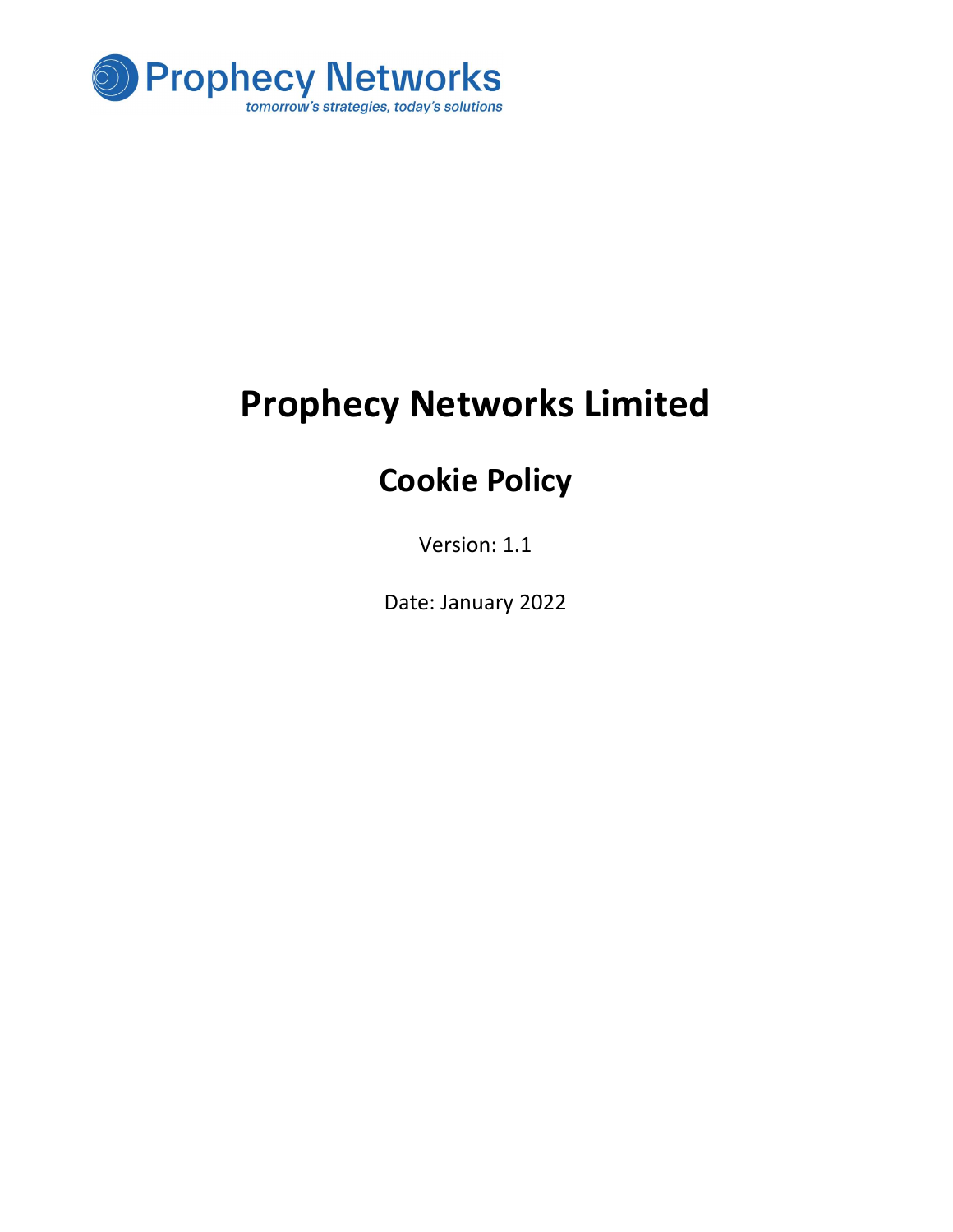Prophecy Networks

*tomorrow's strategies, today's solutions*

# Prophecy Networks Limited

## Cookie Policy

Version: 1.1

Date: January 2022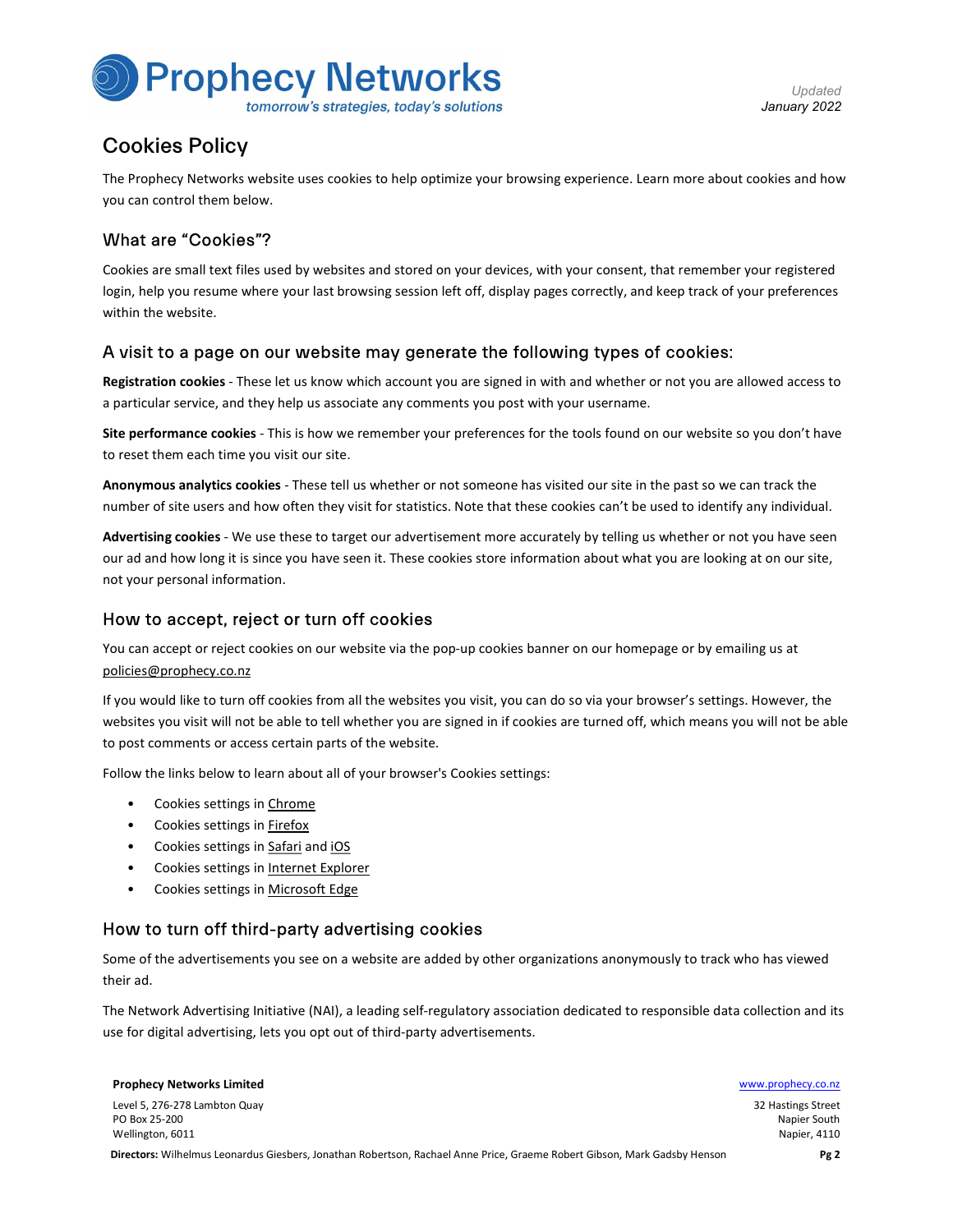Updated
January 2022

# Cookies Policy

The Prophecy Networks website uses cookies to help optimize your browsing experience. Learn more about cookies and how you can control them below.

## What are "Cookies"?

Cookies are small text files used by websites and stored on your devices, with your consent, that remember your registered login, help you resume where your last browsing session left off, display pages correctly, and keep track of your preferences within the website.

## A visit to a page on our website may generate the following types of cookies:

**Registration cookies** - These let us know which account you are signed in with and whether or not you are allowed access to a particular service, and they help us associate any comments you post with your username.

**Site performance cookies** - This is how we remember your preferences for the tools found on our website so you don't have to reset them each time you visit our site.

**Anonymous analytics cookies** - These tell us whether or not someone has visited our site in the past so we can track the number of site users and how often they visit for statistics. Note that these cookies can't be used to identify any individual.

**Advertising cookies** - We use these to target our advertisement more accurately by telling us whether or not you have seen our ad and how long it is since you have seen it. These cookies store information about what you are looking at on our site, not your personal information.

## How to accept, reject or turn off cookies

You can accept or reject cookies on our website via the pop-up cookies banner on our homepage or by emailing us at policies@prophecy.co.nz

If you would like to turn off cookies from all the websites you visit, you can do so via your browser's settings. However, the websites you visit will not be able to tell whether you are signed in if cookies are turned off, which means you will not be able to post comments or access certain parts of the website.

Follow the links below to learn about all of your browser's Cookies settings:

- Cookies settings in Chrome
- Cookies settings in Firefox
- Cookies settings in Safari and iOS
- Cookies settings in Internet Explorer
- Cookies settings in Microsoft Edge

## How to turn off third-party advertising cookies

Some of the advertisements you see on a website are added by other organizations anonymously to track who has viewed their ad.

The Network Advertising Initiative (NAI), a leading self-regulatory association dedicated to responsible data collection and its use for digital advertising, lets you opt out of third-party advertisements.